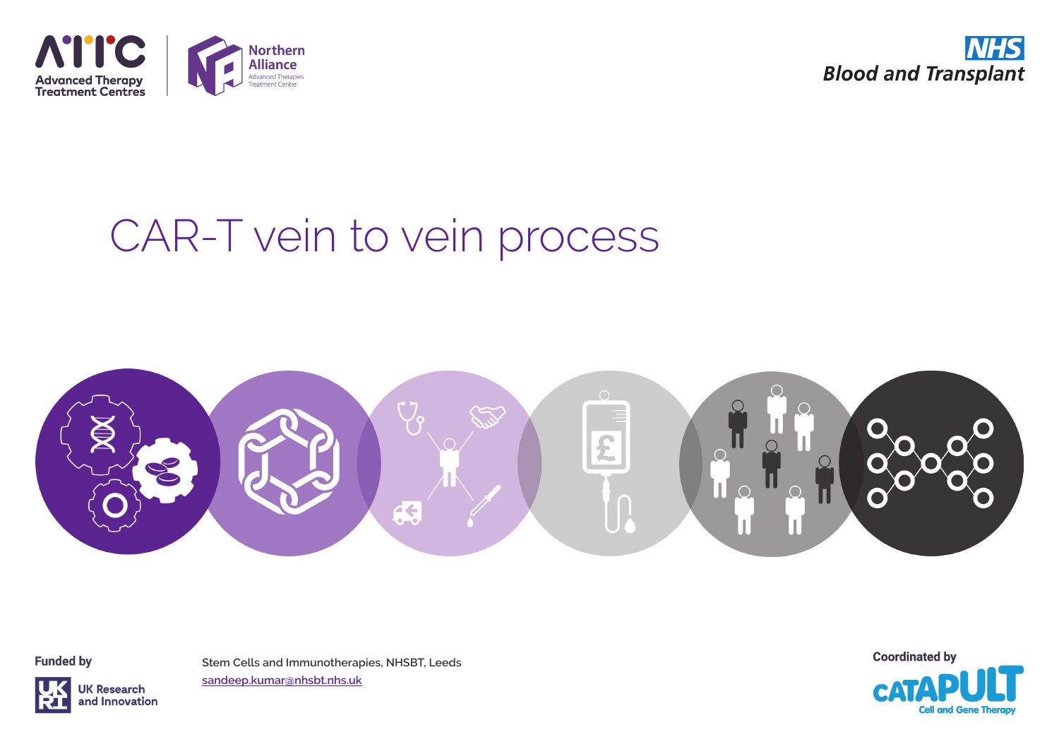Advanced Therapy Treatment Centres

Northern Alliance Advanced Therapies Treatment Centre

NHS Blood and Transplant

# CAR-T vein to vein process

**Funded by**

UK Research and Innovation

Stem Cells and Immunotherapies, NHSBT, Leeds
sandeep.kumar@nhsbt.nhs.uk

**Coordinated by**

CATAPULT Cell and Gene Therapy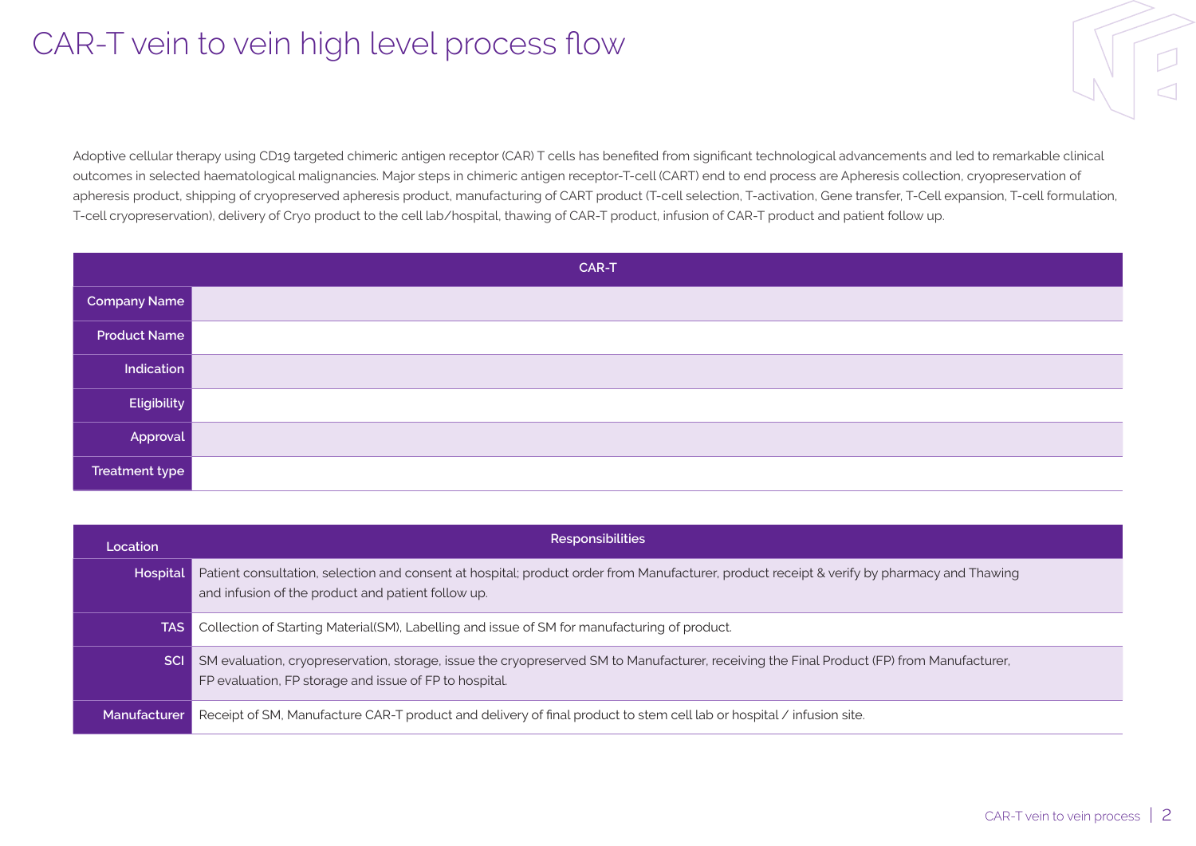# CAR-T vein to vein high level process flow

Adoptive cellular therapy using CD19 targeted chimeric antigen receptor (CAR) T cells has benefited from significant technological advancements and led to remarkable clinical outcomes in selected haematological malignancies. Major steps in chimeric antigen receptor-T-cell (CART) end to end process are Apheresis collection, cryopreservation of apheresis product, shipping of cryopreserved apheresis product, manufacturing of CART product (T-cell selection, T-activation, Gene transfer, T-Cell expansion, T-cell formulation, T-cell cryopreservation), delivery of Cryo product to the cell lab/hospital, thawing of CAR-T product, infusion of CAR-T product and patient follow up.

| | CAR-T |
|---|---|
| **Company Name** | |
| **Product Name** | |
| **Indication** | |
| **Eligibility** | |
| **Approval** | |
| **Treatment type** | |

| Location | Responsibilities |
|---|---|
| **Hospital** | Patient consultation, selection and consent at hospital; product order from Manufacturer, product receipt & verify by pharmacy and Thawing and infusion of the product and patient follow up. |
| **TAS** | Collection of Starting Material(SM), Labelling and issue of SM for manufacturing of product. |
| **SCI** | SM evaluation, cryopreservation, storage, issue the cryopreserved SM to Manufacturer, receiving the Final Product (FP) from Manufacturer, FP evaluation, FP storage and issue of FP to hospital. |
| **Manufacturer** | Receipt of SM, Manufacture CAR-T product and delivery of final product to stem cell lab or hospital / infusion site. |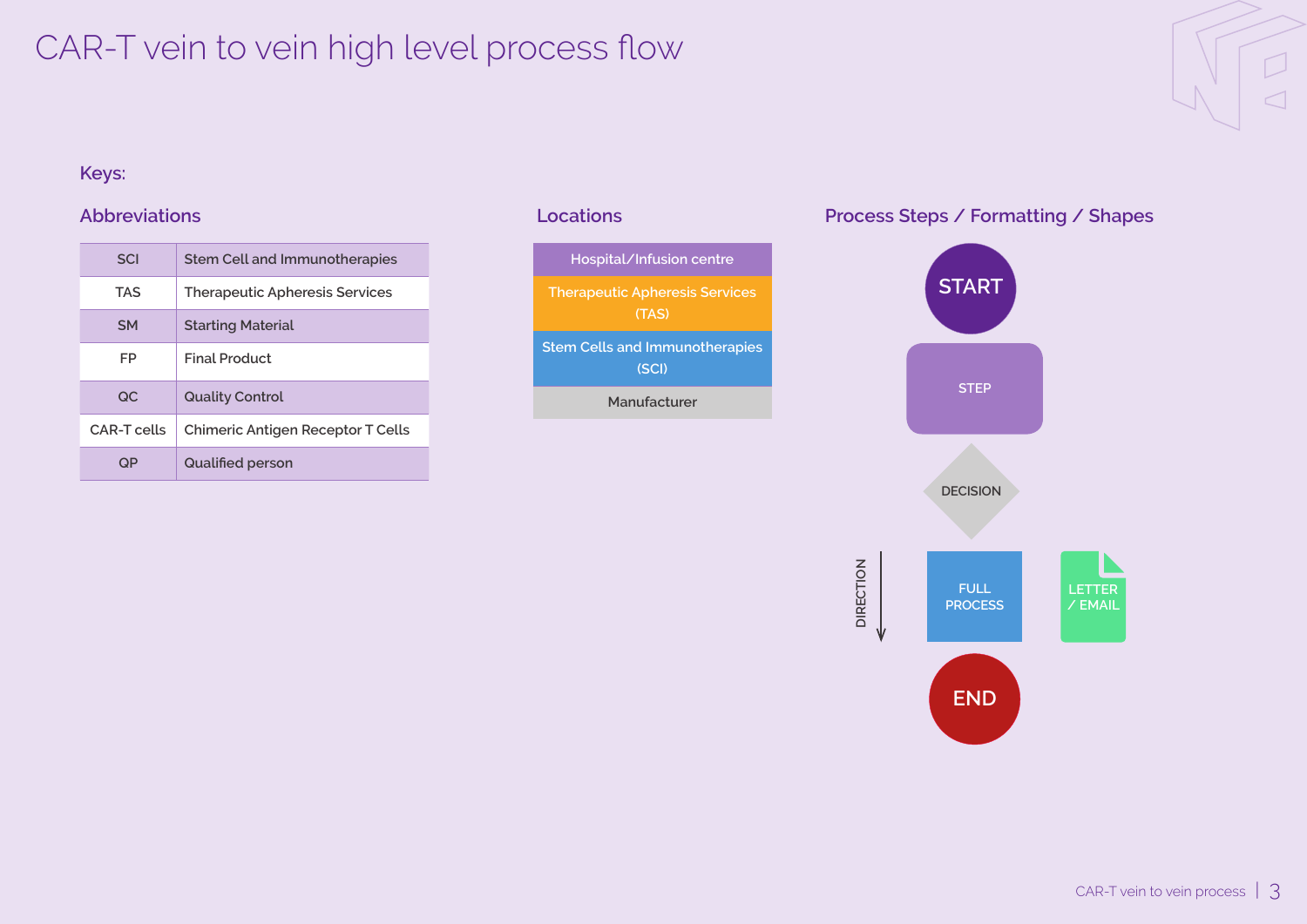# CAR-T vein to vein high level process flow

## Keys:

### Abbreviations

| SCI | Stem Cell and Immunotherapies |
|---|---|
| TAS | Therapeutic Apheresis Services |
| SM | Starting Material |
| FP | Final Product |
| QC | Quality Control |
| CAR-T cells | Chimeric Antigen Receptor T Cells |
| QP | Qualified person |

### Locations

- Hospital/Infusion centre
- Therapeutic Apheresis Services (TAS)
- Stem Cells and Immunotherapies (SCI)
- Manufacturer

### Process Steps / Formatting / Shapes

- START
- STEP
- DECISION
- DIRECTION
- FULL PROCESS
- LETTER / EMAIL
- END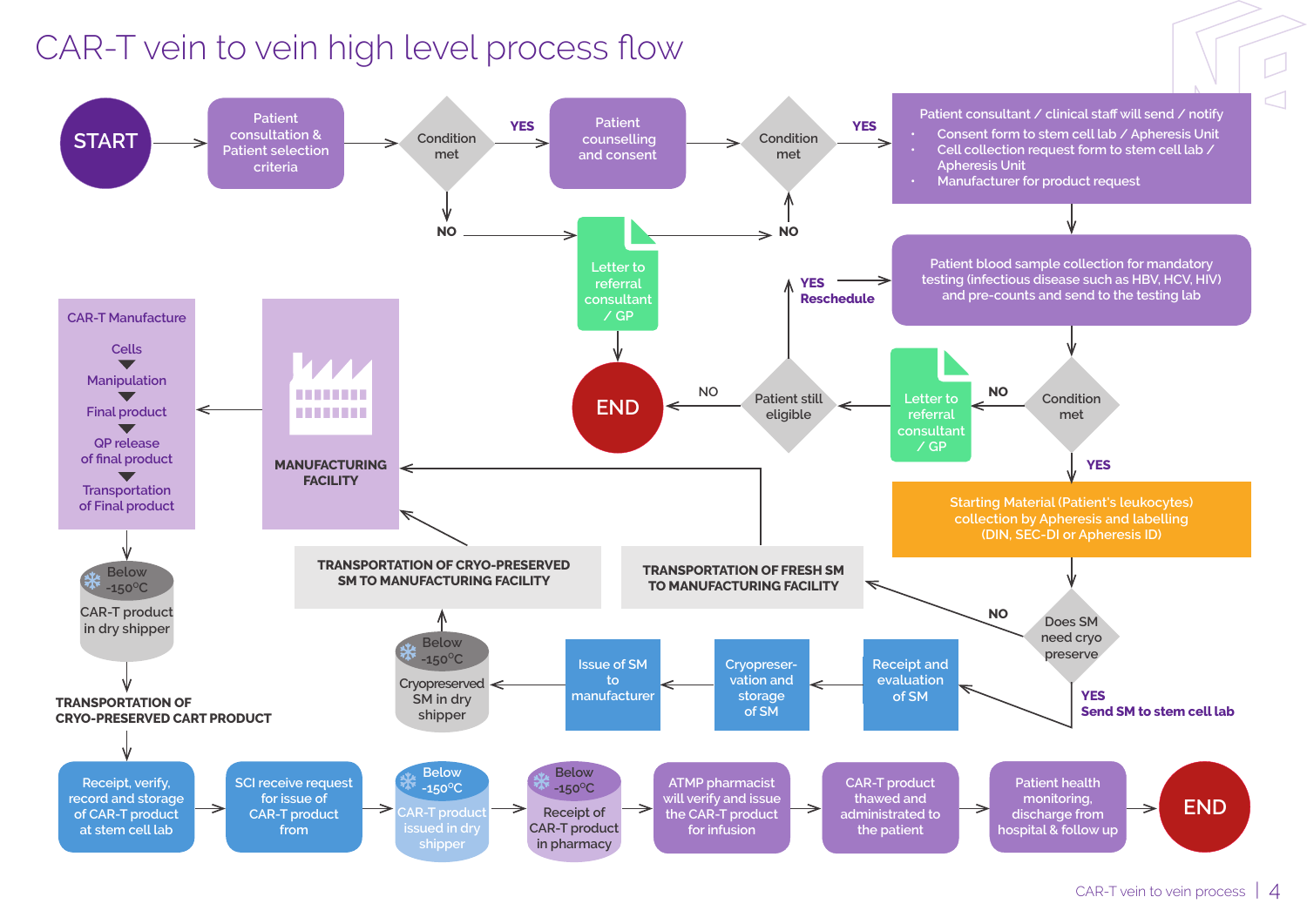# CAR-T vein to vein high level process flow

START

Patient consultation & Patient selection criteria

Condition met

YES

NO

Patient counselling and consent

Condition met

YES

NO

Letter to referral consultant / GP

END

Patient consultant / clinical staff will send / notify

- Consent form to stem cell lab / Apheresis Unit
- Cell collection request form to stem cell lab / Apheresis Unit
- Manufacturer for product request

Patient blood sample collection for mandatory testing (infectious disease such as HBV, HCV, HIV) and pre-counts and send to the testing lab

Condition met

NO

Letter to referral consultant / GP

Patient still eligible

YES Reschedule

NO

END

YES

Starting Material (Patient's leukocytes) collection by Apheresis and labelling (DIN, SEC-DI or Apheresis ID)

Does SM need cryo preserve

NO

TRANSPORTATION OF FRESH SM TO MANUFACTURING FACILITY

YES Send SM to stem cell lab

Receipt and evaluation of SM

Cryopreservation and storage of SM

Issue of SM to manufacturer

Below -150°C Cryopreserved SM in dry shipper

TRANSPORTATION OF CRYO-PRESERVED SM TO MANUFACTURING FACILITY

MANUFACTURING FACILITY

CAR-T Manufacture

Cells

Manipulation

Final product

QP release of final product

Transportation of Final product

Below -150°C CAR-T product in dry shipper

TRANSPORTATION OF CRYO-PRESERVED CART PRODUCT

Receipt, verify, record and storage of CAR-T product at stem cell lab

SCI receive request for issue of CAR-T product from

Below -150°C CAR-T product issued in dry shipper

Below -150°C Receipt of CAR-T product in pharmacy

ATMP pharmacist will verify and issue the CAR-T product for infusion

CAR-T product thawed and administrated to the patient

Patient health monitoring, discharge from hospital & follow up

END